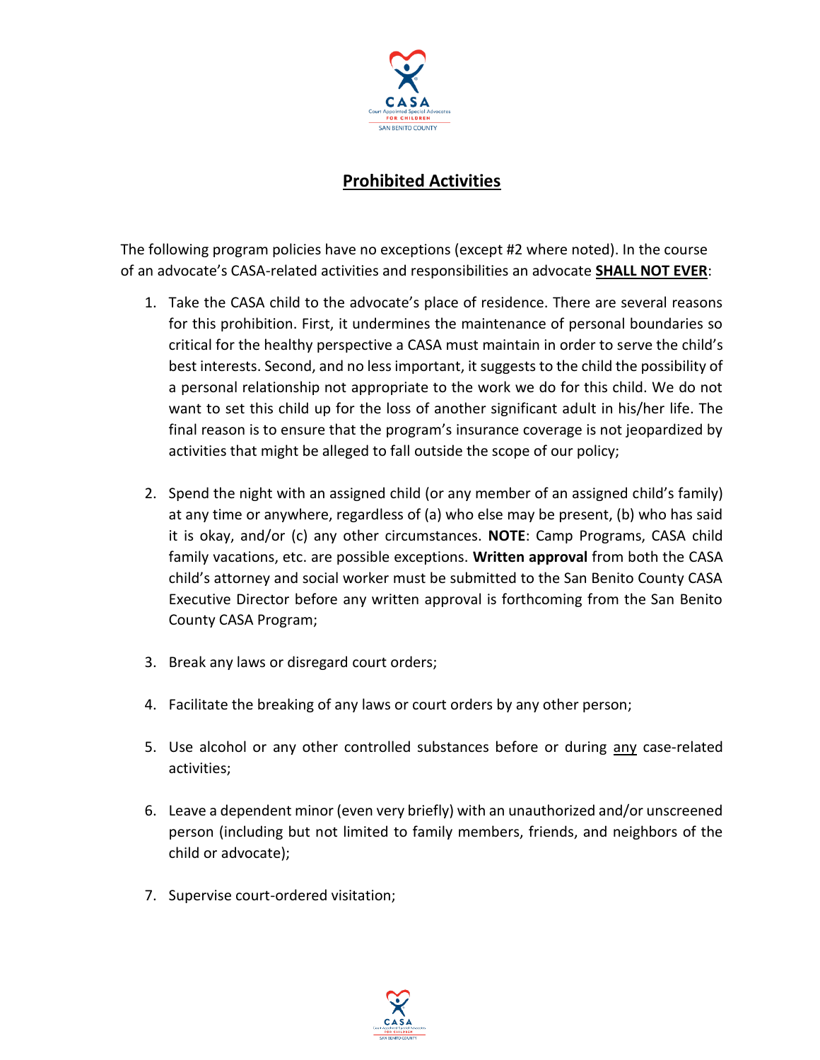# Prohibited Activities

The following program policies have no exceptions (except #2 where noted). In the course of an advocate's CASA-related activities and responsibilities an advocate **SHALL NOT EVER**:

1. Take the CASA child to the advocate's place of residence. There are several reasons for this prohibition. First, it undermines the maintenance of personal boundaries so critical for the healthy perspective a CASA must maintain in order to serve the child's best interests. Second, and no less important, it suggests to the child the possibility of a personal relationship not appropriate to the work we do for this child. We do not want to set this child up for the loss of another significant adult in his/her life. The final reason is to ensure that the program's insurance coverage is not jeopardized by activities that might be alleged to fall outside the scope of our policy;

2. Spend the night with an assigned child (or any member of an assigned child's family) at any time or anywhere, regardless of (a) who else may be present, (b) who has said it is okay, and/or (c) any other circumstances. **NOTE**: Camp Programs, CASA child family vacations, etc. are possible exceptions. **Written approval** from both the CASA child's attorney and social worker must be submitted to the San Benito County CASA Executive Director before any written approval is forthcoming from the San Benito County CASA Program;

3. Break any laws or disregard court orders;

4. Facilitate the breaking of any laws or court orders by any other person;

5. Use alcohol or any other controlled substances before or during any case-related activities;

6. Leave a dependent minor (even very briefly) with an unauthorized and/or unscreened person (including but not limited to family members, friends, and neighbors of the child or advocate);

7. Supervise court-ordered visitation;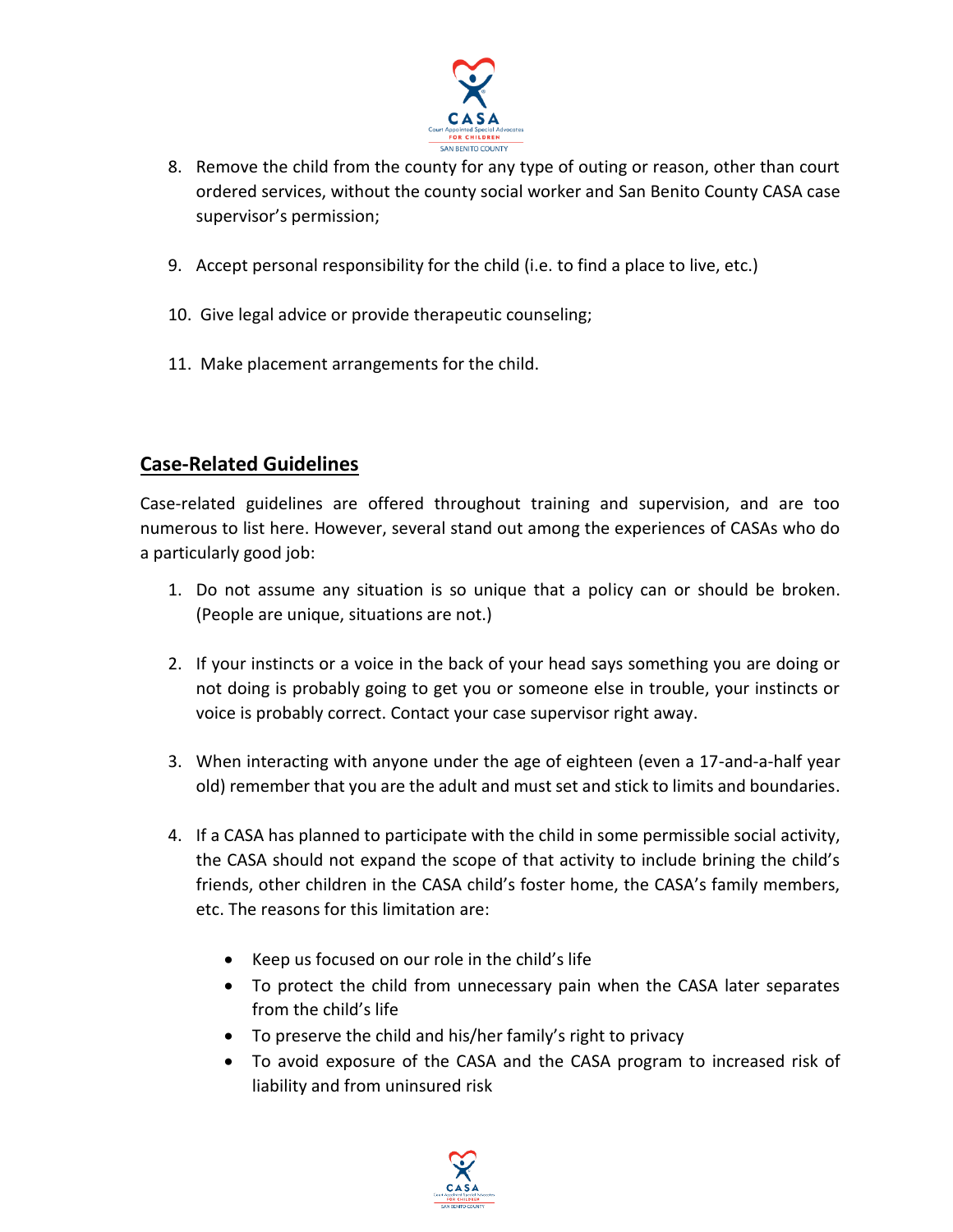8. Remove the child from the county for any type of outing or reason, other than court ordered services, without the county social worker and San Benito County CASA case supervisor's permission;

9. Accept personal responsibility for the child (i.e. to find a place to live, etc.)

10. Give legal advice or provide therapeutic counseling;

11. Make placement arrangements for the child.

## Case-Related Guidelines

Case-related guidelines are offered throughout training and supervision, and are too numerous to list here. However, several stand out among the experiences of CASAs who do a particularly good job:

1. Do not assume any situation is so unique that a policy can or should be broken. (People are unique, situations are not.)

2. If your instincts or a voice in the back of your head says something you are doing or not doing is probably going to get you or someone else in trouble, your instincts or voice is probably correct. Contact your case supervisor right away.

3. When interacting with anyone under the age of eighteen (even a 17-and-a-half year old) remember that you are the adult and must set and stick to limits and boundaries.

4. If a CASA has planned to participate with the child in some permissible social activity, the CASA should not expand the scope of that activity to include brining the child's friends, other children in the CASA child's foster home, the CASA's family members, etc. The reasons for this limitation are:

   - Keep us focused on our role in the child's life
   - To protect the child from unnecessary pain when the CASA later separates from the child's life
   - To preserve the child and his/her family's right to privacy
   - To avoid exposure of the CASA and the CASA program to increased risk of liability and from uninsured risk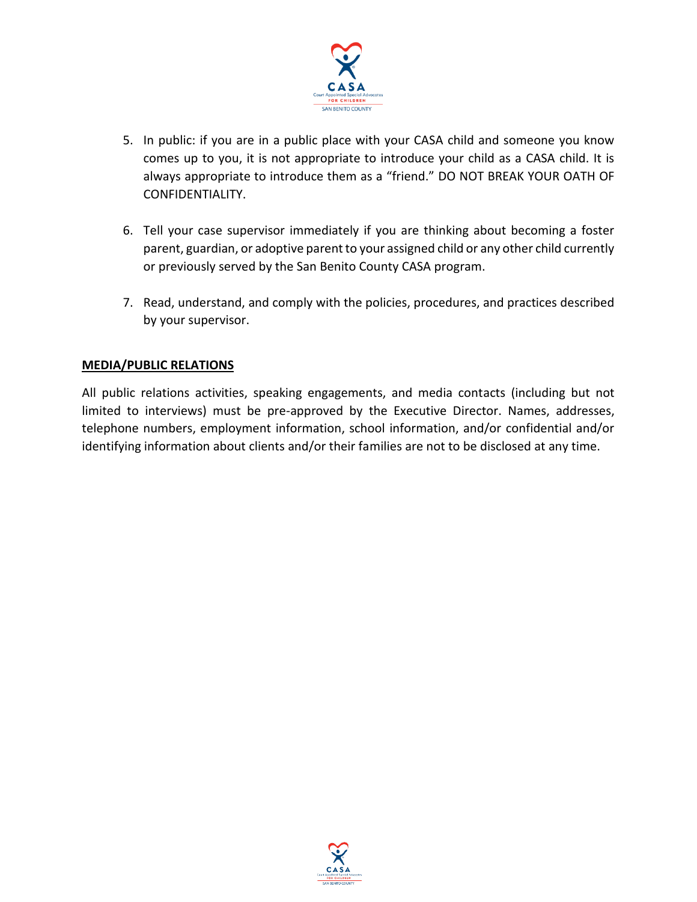5. In public: if you are in a public place with your CASA child and someone you know comes up to you, it is not appropriate to introduce your child as a CASA child. It is always appropriate to introduce them as a "friend." DO NOT BREAK YOUR OATH OF CONFIDENTIALITY.

6. Tell your case supervisor immediately if you are thinking about becoming a foster parent, guardian, or adoptive parent to your assigned child or any other child currently or previously served by the San Benito County CASA program.

7. Read, understand, and comply with the policies, procedures, and practices described by your supervisor.

**MEDIA/PUBLIC RELATIONS**

All public relations activities, speaking engagements, and media contacts (including but not limited to interviews) must be pre-approved by the Executive Director. Names, addresses, telephone numbers, employment information, school information, and/or confidential and/or identifying information about clients and/or their families are not to be disclosed at any time.